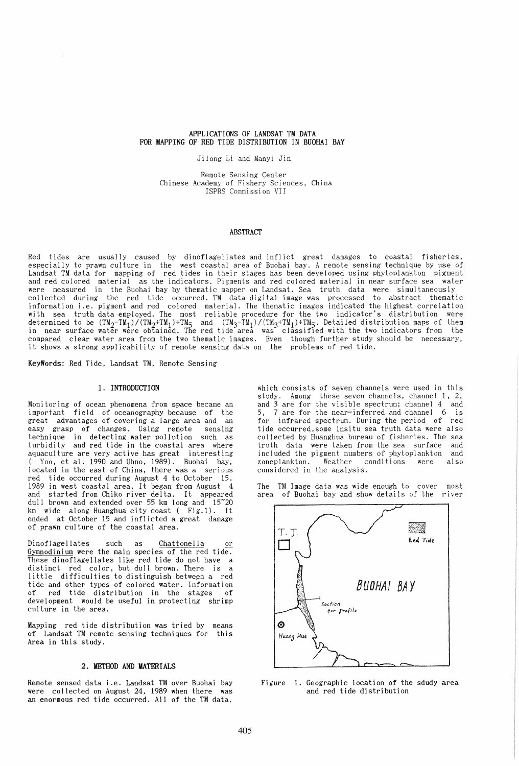# APPLICATIONS OF LANDSAT TM DATA FOR MAPPING OF RED TIDE DISTRIBUTION IN BUOHAI BAY

Jilong Li and Manyi Jin

Remote Sensing Center
Chinese Academy of Fishery Sciences, China
ISPRS Commission VII

## ABSTRACT

Red tides are usually caused by dinoflagellates and inflict great damages to coastal fisheries, especially to prawn culture in the west coastal area of Buohai bay. A remote sensing technique by use of Landsat TM data for mapping of red tides in their stages has been developed using phytoplankton pigment and red colored material as the indicators. Pigments and red colored material in near surface sea water were measured in the Buohai bay by thematic mapper on Landsat. Sea truth data were simultaneously collected during the red tide occurred. TM data digital image was processed to abstract thematic information i.e. pigment and red colored material. The thematic images indicated the highest correlation with sea truth data employed. The most reliable procedure for the two indicator's distribution were determined to be $(TM_2-TM_1)/(TM_2+TM_1)+TM_5$ and $(TM_3-TM_1)/(TM_3+TM_1)+TM_5$. Detailed distribution maps of them in near surface water were obtained. The red tide area was classified with the two indicators from the compared clear water area from the two thematic images. Even though further study should be necessary, it shows a strong applicability of remote sensing data on the problems of red tide.

**KeyWords:** Red Tide, Landsat TM, Remote Sensing

## 1. INTRODUCTION

Monitoring of ocean phenomena from space became an important field of oceanography because of the great advantages of covering a large area and an easy grasp of changes. Using remote sensing technique in detecting water pollution such as turbidity and red tide in the coastal area where aquaculture are very active has great interesting ( Yoo, et al. 1990 and Uhno, 1989). Buohai bay, located in the east of China, there was a serious red tide occurred during August 4 to October 15, 1989 in west coastal area. It began from August 4 and started from Chiko river delta. It appeared dull brown and extended over 55 km long and 15~20 km wide along Huanghua city coast ( Fig.1). It ended at October 15 and inflicted a great damage of prawn culture of the coastal area.

Dinoflagellates such as Chattonella or Gymnodinium were the main species of the red tide. These dinoflagellates like red tide do not have a distinct red color, but dull brown. There is a little difficulties to distinguish between a red tide and other types of colored water. Information of red tide distribution in the stages of development would be useful in protecting shrimp culture in the area.

Mapping red tide distribution was tried by means of Landsat TM remote sensing techniques for this Area in this study.

## 2. METHOD AND MATERIALS

Remote sensed data i.e. Landsat TM over Buohai bay were collected on August 24, 1989 when there was an enormous red tide occurred. All of the TM data, which consists of seven channels were used in this study. Among these seven channels, channel 1, 2, and 3 are for the visible spectrum; channel 4 and 5, 7 are for the near-inferred and channel 6 is for infrared spectrum. During the period of red tide occurred, some insitu sea truth data were also collected by Huanghua bureau of fisheries. The sea truth data were taken from the sea surface and included the pigment numbers of phytoplankton and zoneplankton. Weather conditions were also considered in the analysis.

The TM Image data was wide enough to cover most area of Buohai bay and show details of the river

Figure 1. Geographic location of the sdudy area and red tide distribution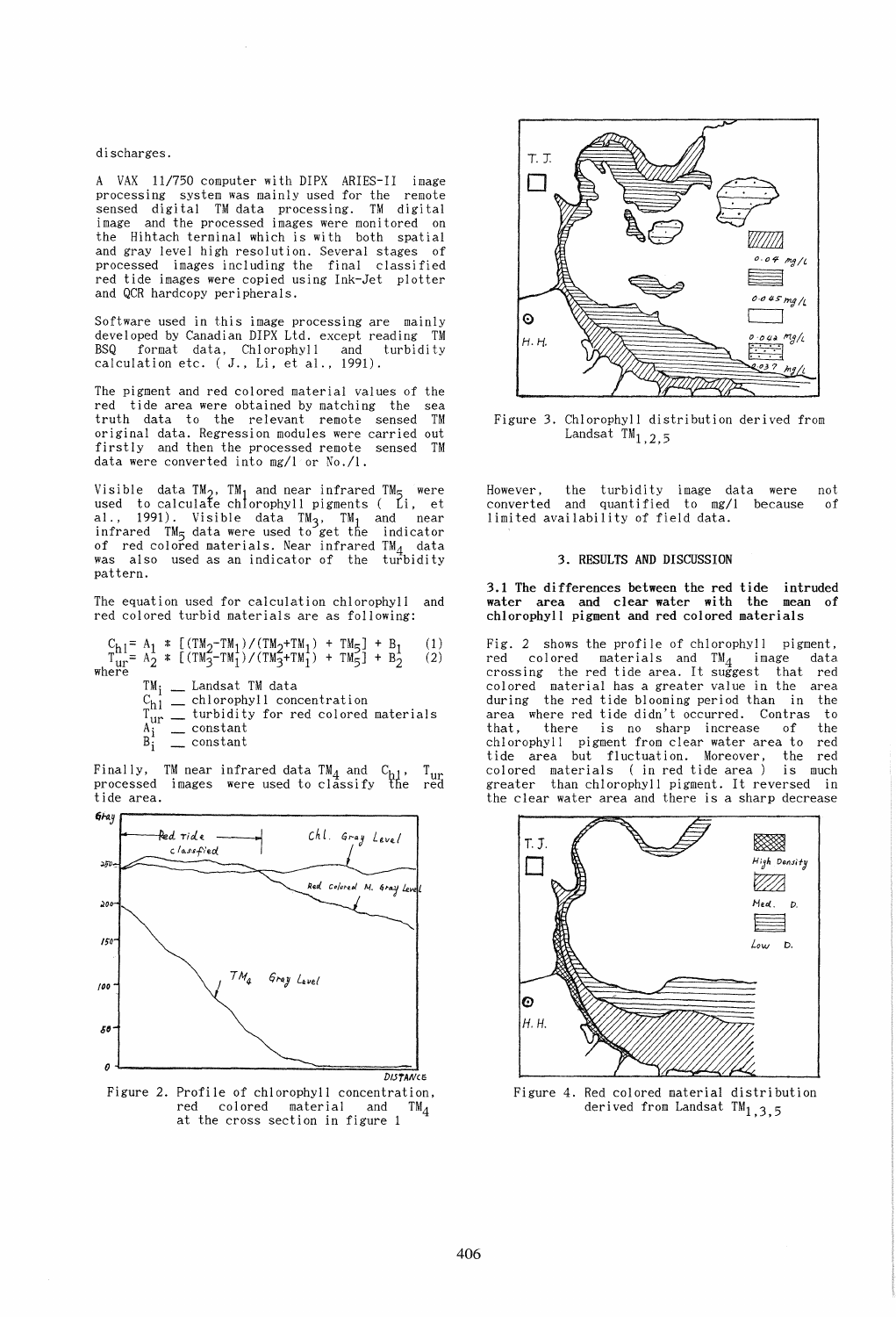discharges.

A VAX 11/750 computer with DIPX ARIES-II image processing system was mainly used for the remote sensed digital TM data processing. TM digital image and the processed images were monitored on the Hihtach terminal which is with both spatial and gray level high resolution. Several stages of processed images including the final classified red tide images were copied using Ink-Jet plotter and QCR hardcopy peripherals.

Software used in this image processing are mainly developed by Canadian DIPX Ltd. except reading TM BSQ format data, Chlorophyll and turbidity calculation etc. ( J., Li, et al., 1991).

The pigment and red colored material values of the red tide area were obtained by matching the sea truth data to the relevant remote sensed TM original data. Regression modules were carried out firstly and then the processed remote sensed TM data were converted into mg/l or No./l.

Visible data $TM_2$, $TM_1$ and near infrared $TM_5$ were used to calculate chlorophyll pigments ( Li, et al., 1991). Visible data $TM_3$, $TM_1$ and near infrared $TM_5$ data were used to get the indicator of red colored materials. Near infrared $TM_4$ data was also used as an indicator of the turbidity pattern.

The equation used for calculation chlorophyll and red colored turbid materials are as following:

$$C_{hl} = A_1 * [(TM_2-TM_1)/(TM_2+TM_1) + TM_5] + B_1 \quad (1)$$

$$T_{ur} = A_2 * [(TM_3-TM_1)/(TM_3+TM_1) + TM_5] + B_2 \quad (2)$$

where

- $TM_i$ — Landsat TM data
- $C_{hl}$ — chlorophyll concentration
- $T_{ur}$ — turbidity for red colored materials
- $A_i$ — constant
- $B_i$ — constant

Finally, TM near infrared data $TM_4$ and $C_{hl}$, $T_{ur}$ processed images were used to classify the red tide area.

Figure 2. Profile of chlorophyll concentration, red colored material and $TM_4$ at the cross section in figure 1

Figure 3. Chlorophyll distribution derived from Landsat $TM_{1,2,5}$

However, the turbidity image data were not converted and quantified to mg/l because of limited availability of field data.

## 3. RESULTS AND DISCUSSION

### 3.1 The differences between the red tide intruded water area and clear water with the mean of chlorophyll pigment and red colored materials

Fig. 2 shows the profile of chlorophyll pigment, red colored materials and $TM_4$ image data crossing the red tide area. It suggest that red colored material has a greater value in the area during the red tide blooming period than in the area where red tide didn't occurred. Contras to that, there is no sharp increase of the chlorophyll pigment from clear water area to red tide area but fluctuation. Moreover, the red colored materials ( in red tide area ) is much greater than chlorophyll pigment. It reversed in the clear water area and there is a sharp decrease

Figure 4. Red colored material distribution derived from Landsat $TM_{1,3,5}$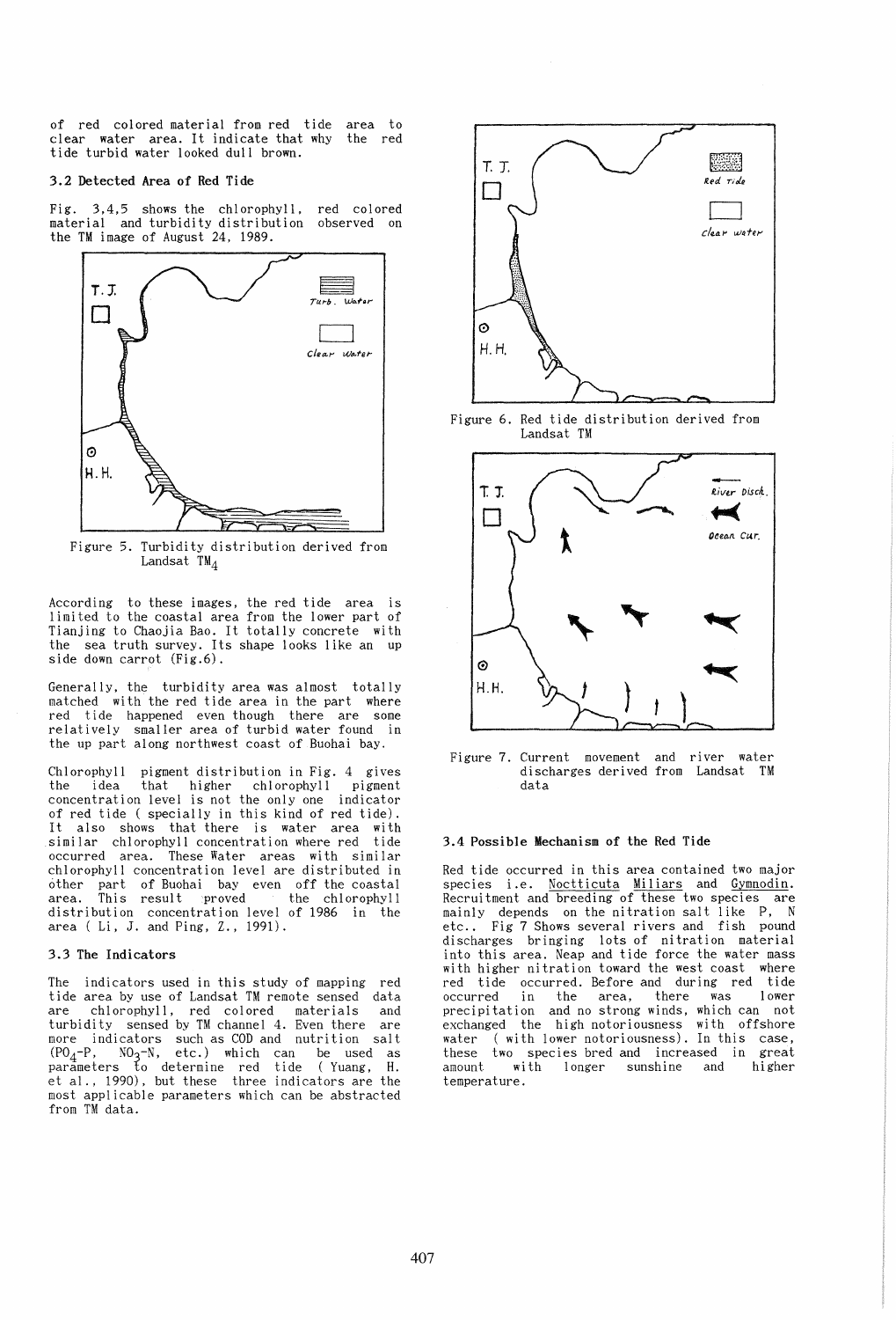of red colored material from red tide area to clear water area. It indicate that why the red tide turbid water looked dull brown.

### 3.2 Detected Area of Red Tide

Fig. 3,4,5 shows the chlorophyll, red colored material and turbidity distribution observed on the TM image of August 24, 1989.

Figure 5. Turbidity distribution derived from Landsat $TM_4$

According to these images, the red tide area is limited to the coastal area from the lower part of Tianjing to Chaojia Bao. It totally concrete with the sea truth survey. Its shape looks like an up side down carrot (Fig.6).

Generally, the turbidity area was almost totally matched with the red tide area in the part where red tide happened even though there are some relatively smaller area of turbid water found in the up part along northwest coast of Buohai bay.

Chlorophyll pigment distribution in Fig. 4 gives the idea that higher chlorophyll pigment concentration level is not the only one indicator of red tide ( specially in this kind of red tide). It also shows that there is water area with similar chlorophyll concentration where red tide occurred area. These Water areas with similar chlorophyll concentration level are distributed in other part of Buohai bay even off the coastal area. This result proved the chlorophyll distribution concentration level of 1986 in the area ( Li, J. and Ping, Z., 1991).

### 3.3 The Indicators

The indicators used in this study of mapping red tide area by use of Landsat TM remote sensed data are chlorophyll, red colored materials and turbidity sensed by TM channel 4. Even there are more indicators such as COD and nutrition salt ($PO_4$-P, $NO_3$-N, etc.) which can be used as parameters to determine red tide ( Yuang, H. et al., 1990), but these three indicators are the most applicable parameters which can be abstracted from TM data.

Figure 6. Red tide distribution derived from Landsat TM

Figure 7. Current movement and river water discharges derived from Landsat TM data

### 3.4 Possible Mechanism of the Red Tide

Red tide occurred in this area contained two major species i.e. Noctticuta Miliars and Gymnodin. Recruitment and breeding of these two species are mainly depends on the nitration salt like P, N etc.. Fig 7 Shows several rivers and fish pound discharges bringing lots of nitration material into this area. Neap and tide force the water mass with higher nitration toward the west coast where red tide occurred. Before and during red tide occurred in the area, there was lower precipitation and no strong winds, which can not exchanged the high notoriousness with offshore water ( with lower notoriousness). In this case, these two species bred and increased in great amount with longer sunshine and higher temperature.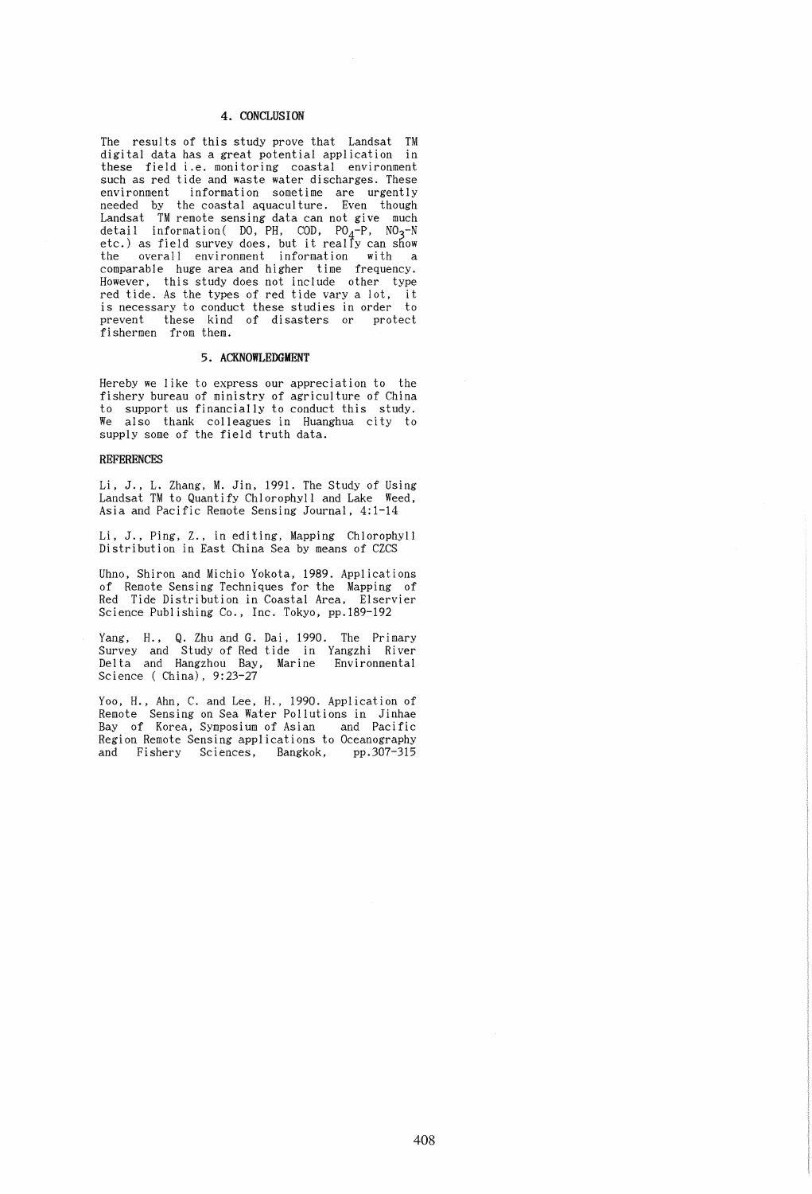## 4. CONCLUSION

The results of this study prove that Landsat TM digital data has a great potential application in these field i.e. monitoring coastal environment such as red tide and waste water discharges. These environment information sometime are urgently needed by the coastal aquaculture. Even though Landsat TM remote sensing data can not give much detail information( DO, PH, COD, $PO_4$-P, $NO_3$-N etc.) as field survey does, but it really can show the overall environment information with a comparable huge area and higher time frequency. However, this study does not include other type red tide. As the types of red tide vary a lot, it is necessary to conduct these studies in order to prevent these kind of disasters or protect fishermen from them.

## 5. ACKNOWLEDGMENT

Hereby we like to express our appreciation to the fishery bureau of ministry of agriculture of China to support us financially to conduct this study. We also thank colleagues in Huanghua city to supply some of the field truth data.

## REFERENCES

Li, J., L. Zhang, M. Jin, 1991. The Study of Using Landsat TM to Quantify Chlorophyll and Lake Weed, Asia and Pacific Remote Sensing Journal, 4:1-14

Li, J., Ping, Z., in editing, Mapping Chlorophyll Distribution in East China Sea by means of CZCS

Uhno, Shiron and Michio Yokota, 1989. Applications of Remote Sensing Techniques for the Mapping of Red Tide Distribution in Coastal Area, Elservier Science Publishing Co., Inc. Tokyo, pp.189-192

Yang, H., Q. Zhu and G. Dai, 1990. The Primary Survey and Study of Red tide in Yangzhi River Delta and Hangzhou Bay, Marine Environmental Science ( China), 9:23-27

Yoo, H., Ahn, C. and Lee, H., 1990. Application of Remote Sensing on Sea Water Pollutions in Jinhae Bay of Korea, Symposium of Asian and Pacific Region Remote Sensing applications to Oceanography and Fishery Sciences, Bangkok, pp.307-315